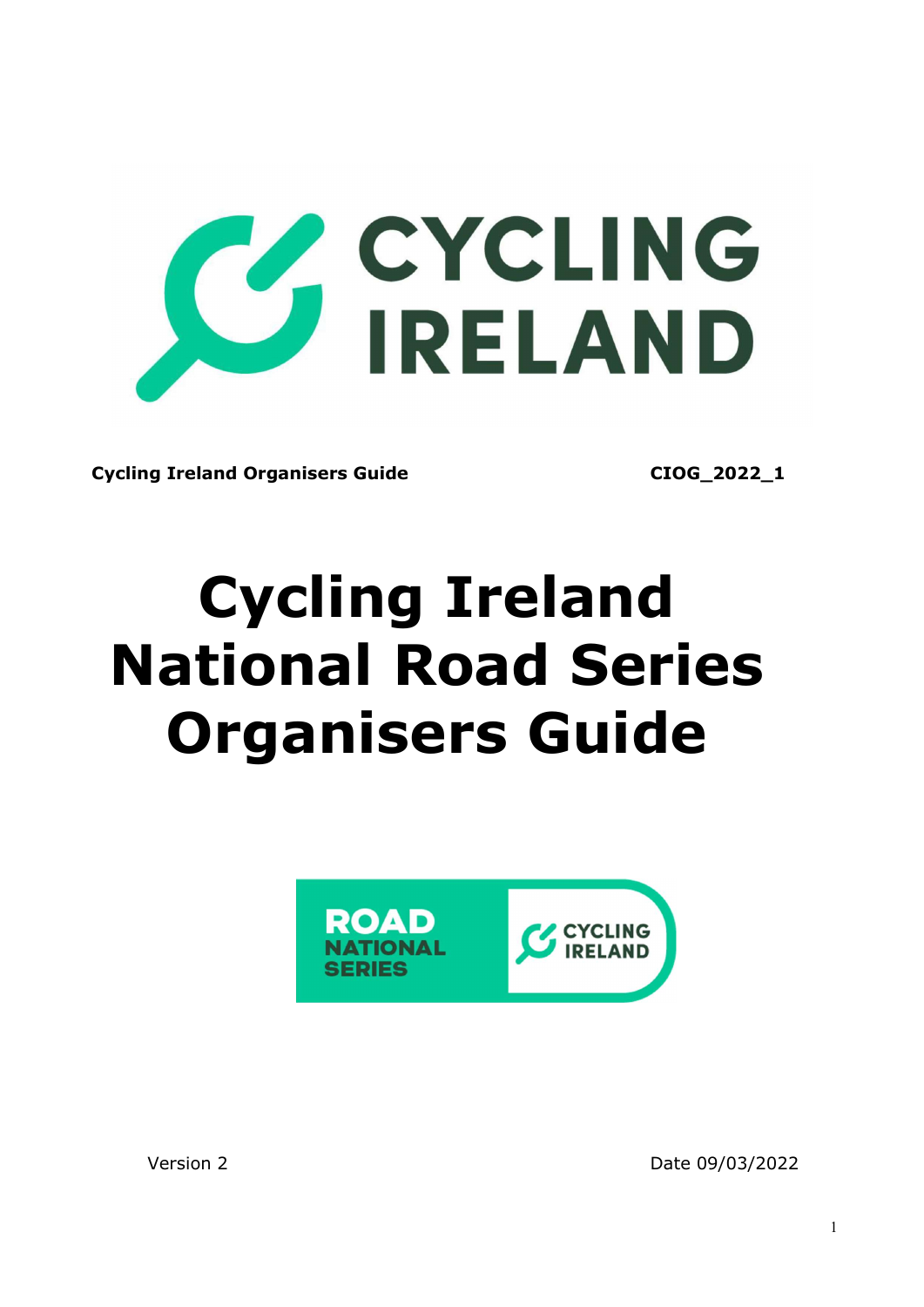**Cycling Ireland Organisers Guide** **CIOG_2022_1**

# Cycling Ireland National Road Series Organisers Guide

Version 2 Date 09/03/2022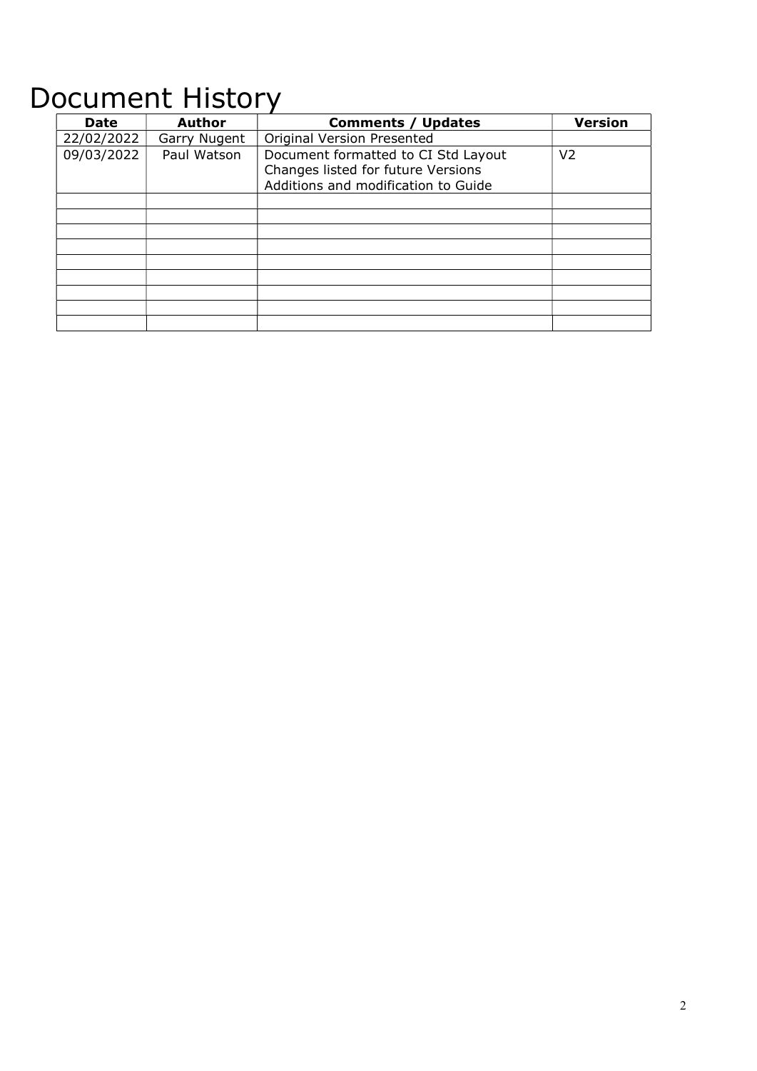# Document History

| Date | Author | Comments / Updates | Version |
|---|---|---|---|
| 22/02/2022 | Garry Nugent | Original Version Presented | |
| 09/03/2022 | Paul Watson | Document formatted to CI Std Layout<br>Changes listed for future Versions<br>Additions and modification to Guide | V2 |
| | | | |
| | | | |
| | | | |
| | | | |
| | | | |
| | | | |
| | | | |
| | | | |
| | | | |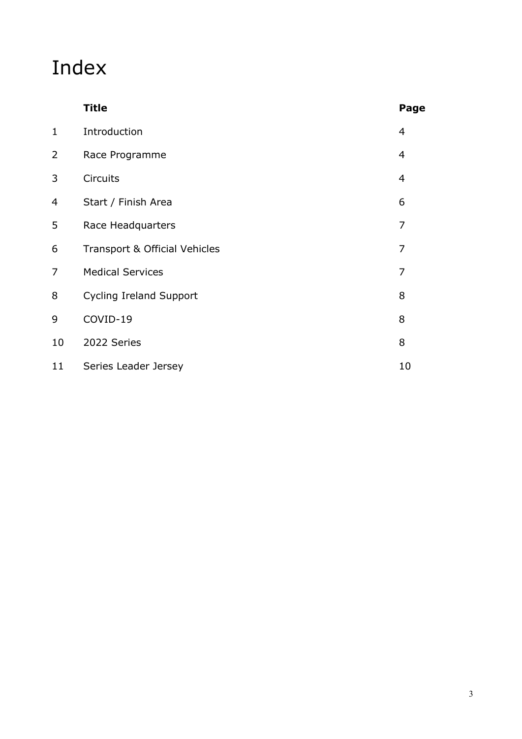# Index

| | Title | Page |
|---|---|---|
| 1 | Introduction | 4 |
| 2 | Race Programme | 4 |
| 3 | Circuits | 4 |
| 4 | Start / Finish Area | 6 |
| 5 | Race Headquarters | 7 |
| 6 | Transport & Official Vehicles | 7 |
| 7 | Medical Services | 7 |
| 8 | Cycling Ireland Support | 8 |
| 9 | COVID-19 | 8 |
| 10 | 2022 Series | 8 |
| 11 | Series Leader Jersey | 10 |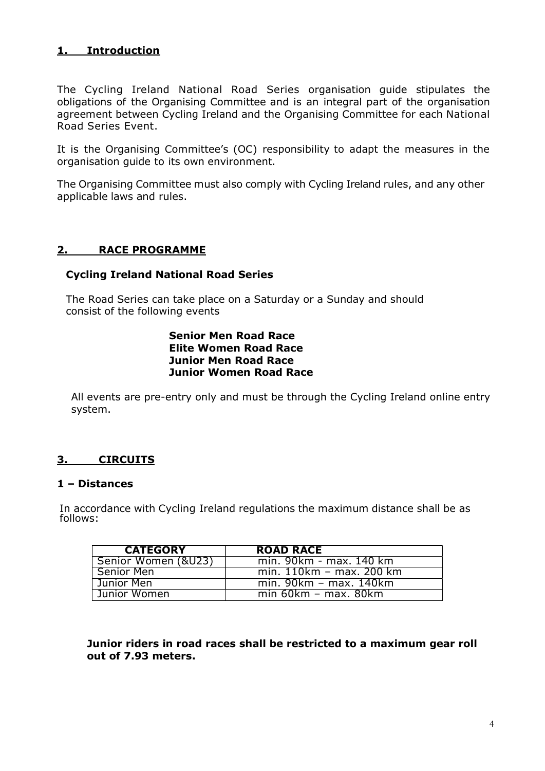## 1. Introduction

The Cycling Ireland National Road Series organisation guide stipulates the obligations of the Organising Committee and is an integral part of the organisation agreement between Cycling Ireland and the Organising Committee for each National Road Series Event.

It is the Organising Committee's (OC) responsibility to adapt the measures in the organisation guide to its own environment.

The Organising Committee must also comply with Cycling Ireland rules, and any other applicable laws and rules.

## 2. RACE PROGRAMME

### Cycling Ireland National Road Series

The Road Series can take place on a Saturday or a Sunday and should consist of the following events

**Senior Men Road Race**
**Elite Women Road Race**
**Junior Men Road Race**
**Junior Women Road Race**

All events are pre-entry only and must be through the Cycling Ireland online entry system.

## 3. CIRCUITS

### 1 – Distances

In accordance with Cycling Ireland regulations the maximum distance shall be as follows:

| CATEGORY | ROAD RACE |
|---|---|
| Senior Women (&U23) | min. 90km - max. 140 km |
| Senior Men | min. 110km – max. 200 km |
| Junior Men | min. 90km – max. 140km |
| Junior Women | min 60km – max. 80km |

**Junior riders in road races shall be restricted to a maximum gear roll out of 7.93 meters.**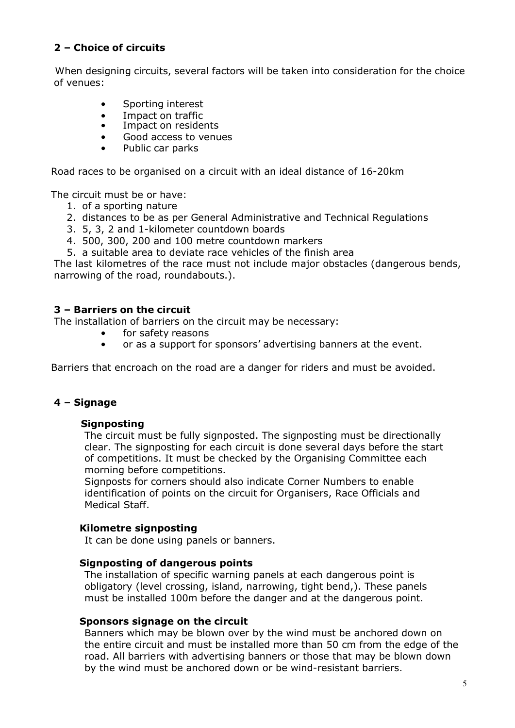## 2 – Choice of circuits

When designing circuits, several factors will be taken into consideration for the choice of venues:

- Sporting interest
- Impact on traffic
- Impact on residents
- Good access to venues
- Public car parks

Road races to be organised on a circuit with an ideal distance of 16-20km

The circuit must be or have:

1. of a sporting nature
2. distances to be as per General Administrative and Technical Regulations
3. 5, 3, 2 and 1-kilometer countdown boards
4. 500, 300, 200 and 100 metre countdown markers
5. a suitable area to deviate race vehicles of the finish area

The last kilometres of the race must not include major obstacles (dangerous bends, narrowing of the road, roundabouts.).

## 3 – Barriers on the circuit

The installation of barriers on the circuit may be necessary:

- for safety reasons
- or as a support for sponsors' advertising banners at the event.

Barriers that encroach on the road are a danger for riders and must be avoided.

## 4 – Signage

### Signposting

The circuit must be fully signposted. The signposting must be directionally clear. The signposting for each circuit is done several days before the start of competitions. It must be checked by the Organising Committee each morning before competitions.

Signposts for corners should also indicate Corner Numbers to enable identification of points on the circuit for Organisers, Race Officials and Medical Staff.

### Kilometre signposting

It can be done using panels or banners.

### Signposting of dangerous points

The installation of specific warning panels at each dangerous point is obligatory (level crossing, island, narrowing, tight bend,). These panels must be installed 100m before the danger and at the dangerous point.

### Sponsors signage on the circuit

Banners which may be blown over by the wind must be anchored down on the entire circuit and must be installed more than 50 cm from the edge of the road. All barriers with advertising banners or those that may be blown down by the wind must be anchored down or be wind-resistant barriers.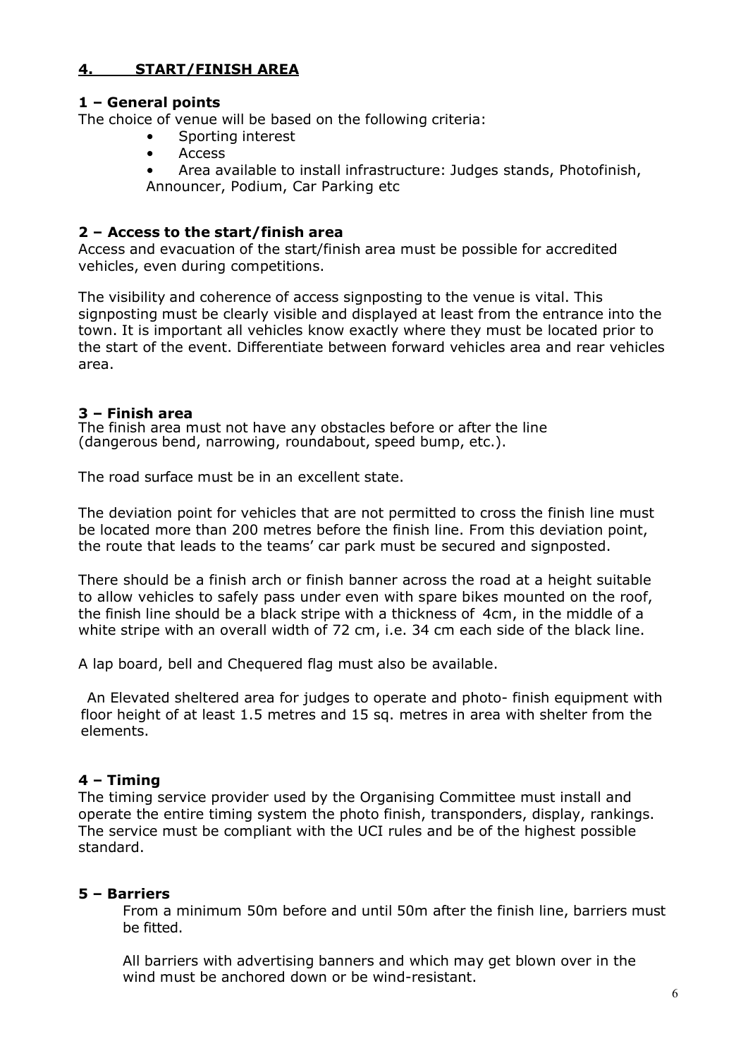## 4. START/FINISH AREA

### 1 – General points

The choice of venue will be based on the following criteria:

- Sporting interest
- Access
- Area available to install infrastructure: Judges stands, Photofinish, Announcer, Podium, Car Parking etc

### 2 – Access to the start/finish area

Access and evacuation of the start/finish area must be possible for accredited vehicles, even during competitions.

The visibility and coherence of access signposting to the venue is vital. This signposting must be clearly visible and displayed at least from the entrance into the town. It is important all vehicles know exactly where they must be located prior to the start of the event. Differentiate between forward vehicles area and rear vehicles area.

### 3 – Finish area

The finish area must not have any obstacles before or after the line (dangerous bend, narrowing, roundabout, speed bump, etc.).

The road surface must be in an excellent state.

The deviation point for vehicles that are not permitted to cross the finish line must be located more than 200 metres before the finish line. From this deviation point, the route that leads to the teams' car park must be secured and signposted.

There should be a finish arch or finish banner across the road at a height suitable to allow vehicles to safely pass under even with spare bikes mounted on the roof, the finish line should be a black stripe with a thickness of 4cm, in the middle of a white stripe with an overall width of 72 cm, i.e. 34 cm each side of the black line.

A lap board, bell and Chequered flag must also be available.

An Elevated sheltered area for judges to operate and photo- finish equipment with floor height of at least 1.5 metres and 15 sq. metres in area with shelter from the elements.

### 4 – Timing

The timing service provider used by the Organising Committee must install and operate the entire timing system the photo finish, transponders, display, rankings. The service must be compliant with the UCI rules and be of the highest possible standard.

### 5 – Barriers

From a minimum 50m before and until 50m after the finish line, barriers must be fitted.

All barriers with advertising banners and which may get blown over in the wind must be anchored down or be wind-resistant.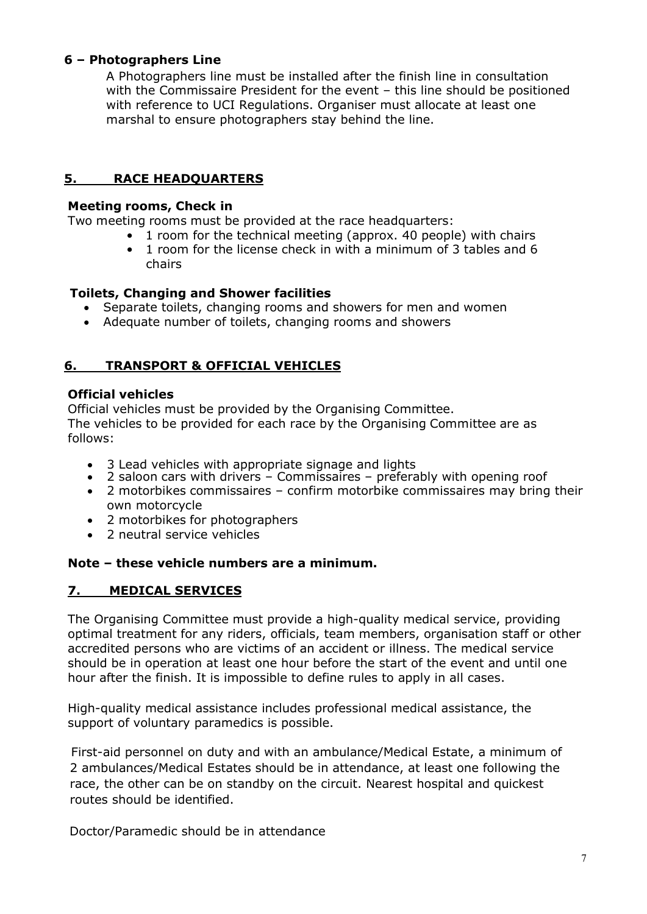**6 – Photographers Line**

A Photographers line must be installed after the finish line in consultation with the Commissaire President for the event – this line should be positioned with reference to UCI Regulations. Organiser must allocate at least one marshal to ensure photographers stay behind the line.

## 5. RACE HEADQUARTERS

**Meeting rooms, Check in**

Two meeting rooms must be provided at the race headquarters:

- 1 room for the technical meeting (approx. 40 people) with chairs
- 1 room for the license check in with a minimum of 3 tables and 6 chairs

**Toilets, Changing and Shower facilities**

- Separate toilets, changing rooms and showers for men and women
- Adequate number of toilets, changing rooms and showers

## 6. TRANSPORT & OFFICIAL VEHICLES

**Official vehicles**

Official vehicles must be provided by the Organising Committee.
The vehicles to be provided for each race by the Organising Committee are as follows:

- 3 Lead vehicles with appropriate signage and lights
- 2 saloon cars with drivers – Commissaires – preferably with opening roof
- 2 motorbikes commissaires – confirm motorbike commissaires may bring their own motorcycle
- 2 motorbikes for photographers
- 2 neutral service vehicles

**Note – these vehicle numbers are a minimum.**

## 7. MEDICAL SERVICES

The Organising Committee must provide a high-quality medical service, providing optimal treatment for any riders, officials, team members, organisation staff or other accredited persons who are victims of an accident or illness. The medical service should be in operation at least one hour before the start of the event and until one hour after the finish. It is impossible to define rules to apply in all cases.

High-quality medical assistance includes professional medical assistance, the support of voluntary paramedics is possible.

First-aid personnel on duty and with an ambulance/Medical Estate, a minimum of 2 ambulances/Medical Estates should be in attendance, at least one following the race, the other can be on standby on the circuit. Nearest hospital and quickest routes should be identified.

Doctor/Paramedic should be in attendance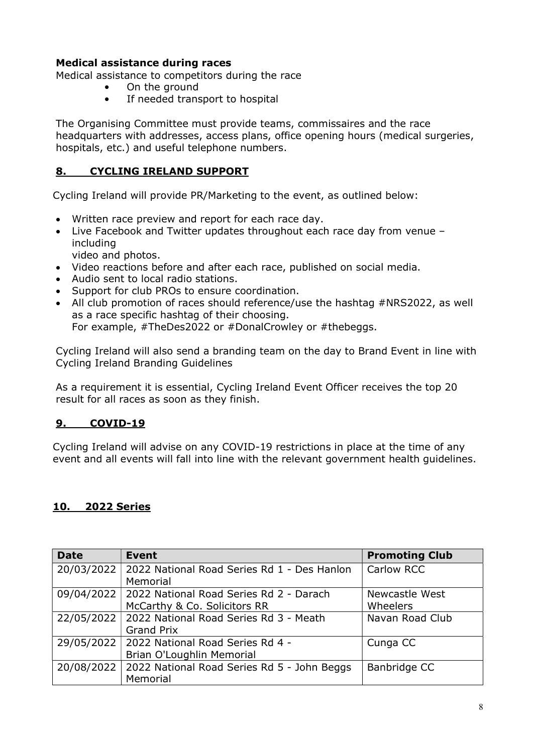**Medical assistance during races**

Medical assistance to competitors during the race

- On the ground
- If needed transport to hospital

The Organising Committee must provide teams, commissaires and the race headquarters with addresses, access plans, office opening hours (medical surgeries, hospitals, etc.) and useful telephone numbers.

## 8. CYCLING IRELAND SUPPORT

Cycling Ireland will provide PR/Marketing to the event, as outlined below:

- Written race preview and report for each race day.
- Live Facebook and Twitter updates throughout each race day from venue – including video and photos.
- Video reactions before and after each race, published on social media.
- Audio sent to local radio stations.
- Support for club PROs to ensure coordination.
- All club promotion of races should reference/use the hashtag #NRS2022, as well as a race specific hashtag of their choosing. For example, #TheDes2022 or #DonalCrowley or #thebeggs.

Cycling Ireland will also send a branding team on the day to Brand Event in line with Cycling Ireland Branding Guidelines

As a requirement it is essential, Cycling Ireland Event Officer receives the top 20 result for all races as soon as they finish.

## 9. COVID-19

Cycling Ireland will advise on any COVID-19 restrictions in place at the time of any event and all events will fall into line with the relevant government health guidelines.

## 10. 2022 Series

| Date | Event | Promoting Club |
|---|---|---|
| 20/03/2022 | 2022 National Road Series Rd 1 - Des Hanlon Memorial | Carlow RCC |
| 09/04/2022 | 2022 National Road Series Rd 2 - Darach McCarthy & Co. Solicitors RR | Newcastle West Wheelers |
| 22/05/2022 | 2022 National Road Series Rd 3 - Meath Grand Prix | Navan Road Club |
| 29/05/2022 | 2022 National Road Series Rd 4 - Brian O'Loughlin Memorial | Cunga CC |
| 20/08/2022 | 2022 National Road Series Rd 5 - John Beggs Memorial | Banbridge CC |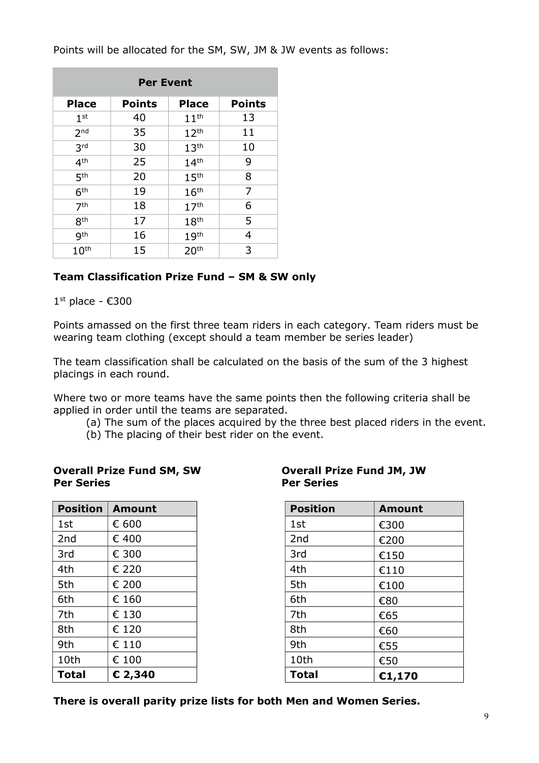Points will be allocated for the SM, SW, JM & JW events as follows:

| Per Event | | | |
|---|---|---|---|
| **Place** | **Points** | **Place** | **Points** |
| 1st | 40 | 11th | 13 |
| 2nd | 35 | 12th | 11 |
| 3rd | 30 | 13th | 10 |
| 4th | 25 | 14th | 9 |
| 5th | 20 | 15th | 8 |
| 6th | 19 | 16th | 7 |
| 7th | 18 | 17th | 6 |
| 8th | 17 | 18th | 5 |
| 9th | 16 | 19th | 4 |
| 10th | 15 | 20th | 3 |

**Team Classification Prize Fund – SM & SW only**

1st place - €300

Points amassed on the first three team riders in each category. Team riders must be wearing team clothing (except should a team member be series leader)

The team classification shall be calculated on the basis of the sum of the 3 highest placings in each round.

Where two or more teams have the same points then the following criteria shall be applied in order until the teams are separated.

(a) The sum of the places acquired by the three best placed riders in the event.
(b) The placing of their best rider on the event.

**Overall Prize Fund SM, SW Per Series**

| Position | Amount |
|---|---|
| 1st | € 600 |
| 2nd | € 400 |
| 3rd | € 300 |
| 4th | € 220 |
| 5th | € 200 |
| 6th | € 160 |
| 7th | € 130 |
| 8th | € 120 |
| 9th | € 110 |
| 10th | € 100 |
| **Total** | **€ 2,340** |

**Overall Prize Fund JM, JW Per Series**

| Position | Amount |
|---|---|
| 1st | €300 |
| 2nd | €200 |
| 3rd | €150 |
| 4th | €110 |
| 5th | €100 |
| 6th | €80 |
| 7th | €65 |
| 8th | €60 |
| 9th | €55 |
| 10th | €50 |
| **Total** | **€1,170** |

**There is overall parity prize lists for both Men and Women Series.**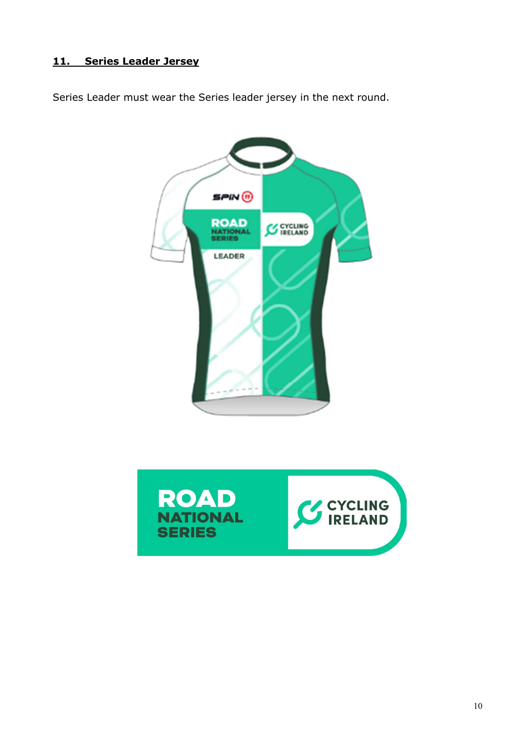## 11. Series Leader Jersey

Series Leader must wear the Series leader jersey in the next round.